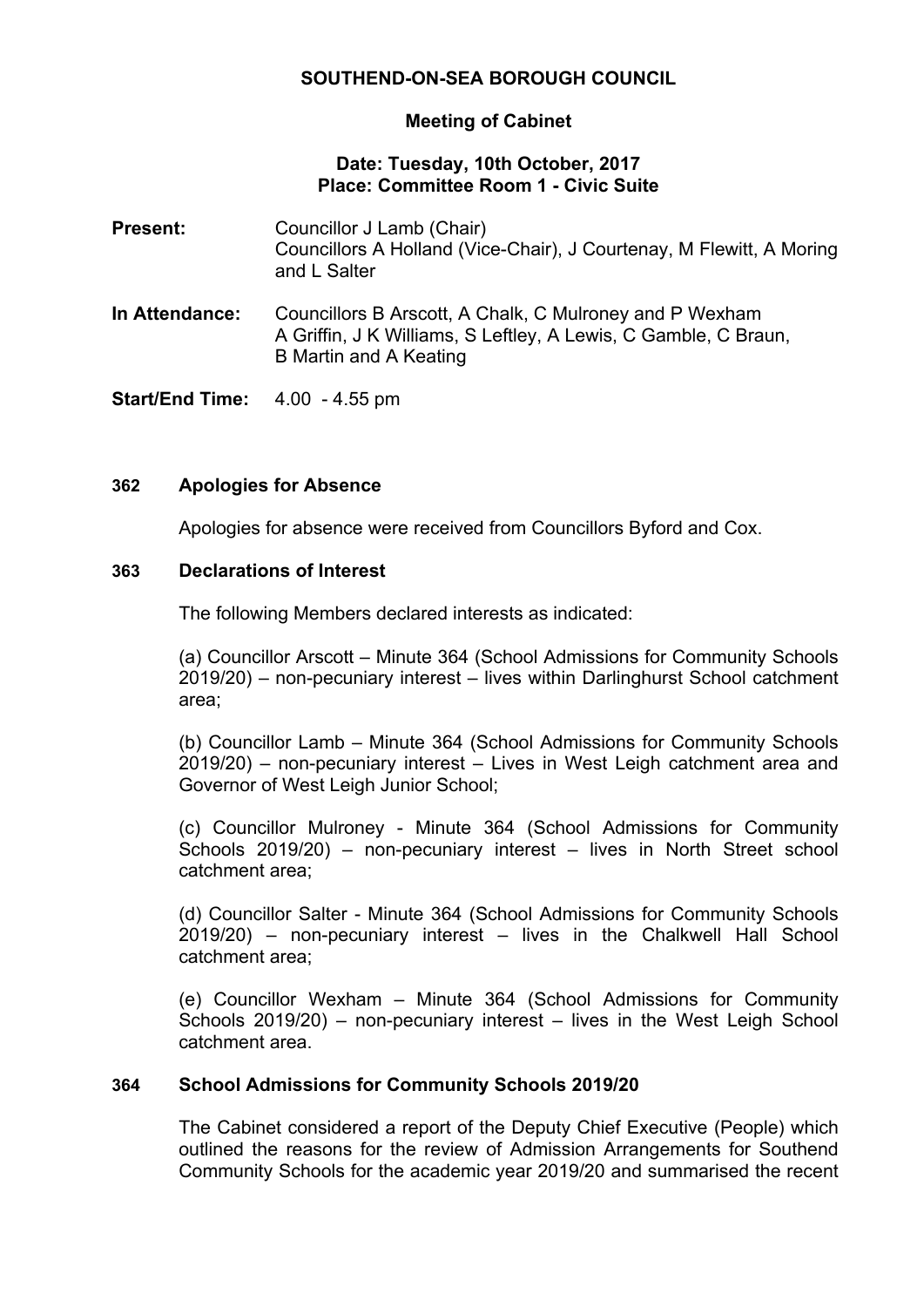# SOUTHEND-ON-SEA BOROUGH COUNCIL

## Meeting of Cabinet

**Date: Tuesday, 10th October, 2017**
**Place: Committee Room 1 - Civic Suite**

**Present:** Councillor J Lamb (Chair)
Councillors A Holland (Vice-Chair), J Courtenay, M Flewitt, A Moring and L Salter

**In Attendance:** Councillors B Arscott, A Chalk, C Mulroney and P Wexham
A Griffin, J K Williams, S Leftley, A Lewis, C Gamble, C Braun, B Martin and A Keating

**Start/End Time:** 4.00 - 4.55 pm

### 362 Apologies for Absence

Apologies for absence were received from Councillors Byford and Cox.

### 363 Declarations of Interest

The following Members declared interests as indicated:

(a) Councillor Arscott – Minute 364 (School Admissions for Community Schools 2019/20) – non-pecuniary interest – lives within Darlinghurst School catchment area;

(b) Councillor Lamb – Minute 364 (School Admissions for Community Schools 2019/20) – non-pecuniary interest – Lives in West Leigh catchment area and Governor of West Leigh Junior School;

(c) Councillor Mulroney - Minute 364 (School Admissions for Community Schools 2019/20) – non-pecuniary interest – lives in North Street school catchment area;

(d) Councillor Salter - Minute 364 (School Admissions for Community Schools 2019/20) – non-pecuniary interest – lives in the Chalkwell Hall School catchment area;

(e) Councillor Wexham – Minute 364 (School Admissions for Community Schools 2019/20) – non-pecuniary interest – lives in the West Leigh School catchment area.

### 364 School Admissions for Community Schools 2019/20

The Cabinet considered a report of the Deputy Chief Executive (People) which outlined the reasons for the review of Admission Arrangements for Southend Community Schools for the academic year 2019/20 and summarised the recent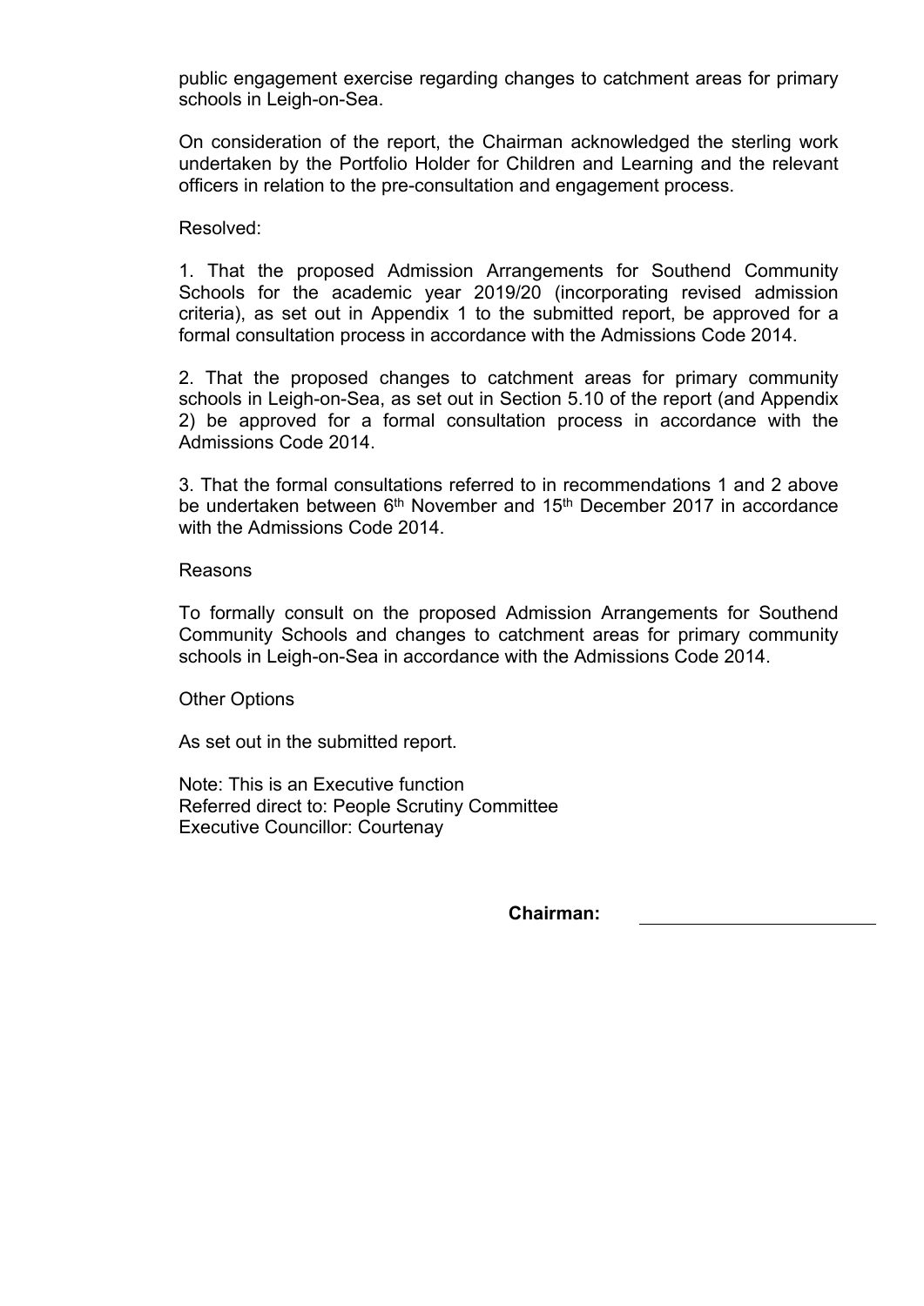public engagement exercise regarding changes to catchment areas for primary schools in Leigh-on-Sea.

On consideration of the report, the Chairman acknowledged the sterling work undertaken by the Portfolio Holder for Children and Learning and the relevant officers in relation to the pre-consultation and engagement process.

Resolved:

1. That the proposed Admission Arrangements for Southend Community Schools for the academic year 2019/20 (incorporating revised admission criteria), as set out in Appendix 1 to the submitted report, be approved for a formal consultation process in accordance with the Admissions Code 2014.

2. That the proposed changes to catchment areas for primary community schools in Leigh-on-Sea, as set out in Section 5.10 of the report (and Appendix 2) be approved for a formal consultation process in accordance with the Admissions Code 2014.

3. That the formal consultations referred to in recommendations 1 and 2 above be undertaken between 6th November and 15th December 2017 in accordance with the Admissions Code 2014.

Reasons

To formally consult on the proposed Admission Arrangements for Southend Community Schools and changes to catchment areas for primary community schools in Leigh-on-Sea in accordance with the Admissions Code 2014.

Other Options

As set out in the submitted report.

Note: This is an Executive function
Referred direct to: People Scrutiny Committee
Executive Councillor: Courtenay

**Chairman:** ________________________